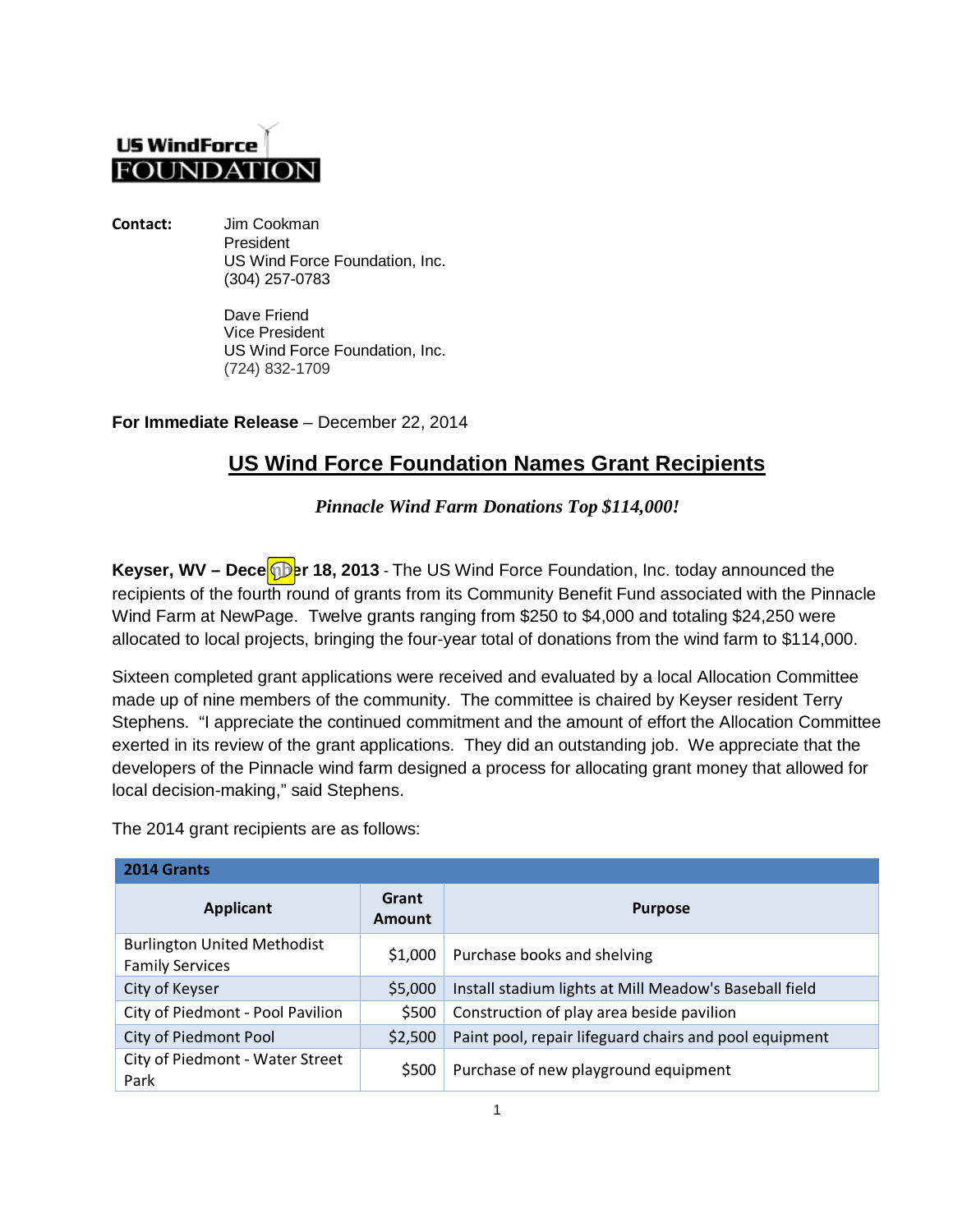US WindForce FOUNDATION

**Contact:** Jim Cookman
President
US Wind Force Foundation, Inc.
(304) 257-0783

Dave Friend
Vice President
US Wind Force Foundation, Inc.
(724) 832-1709

**For Immediate Release** – December 22, 2014

## US Wind Force Foundation Names Grant Recipients

***Pinnacle Wind Farm Donations Top $114,000!***

**Keyser, WV – December 18, 2013** - The US Wind Force Foundation, Inc. today announced the recipients of the fourth round of grants from its Community Benefit Fund associated with the Pinnacle Wind Farm at NewPage. Twelve grants ranging from $250 to $4,000 and totaling $24,250 were allocated to local projects, bringing the four-year total of donations from the wind farm to $114,000.

Sixteen completed grant applications were received and evaluated by a local Allocation Committee made up of nine members of the community. The committee is chaired by Keyser resident Terry Stephens. "I appreciate the continued commitment and the amount of effort the Allocation Committee exerted in its review of the grant applications. They did an outstanding job. We appreciate that the developers of the Pinnacle wind farm designed a process for allocating grant money that allowed for local decision-making," said Stephens.

The 2014 grant recipients are as follows:

| 2014 Grants | | |
|---|---|---|
| **Applicant** | **Grant Amount** | **Purpose** |
| Burlington United Methodist Family Services | $1,000 | Purchase books and shelving |
| City of Keyser | $5,000 | Install stadium lights at Mill Meadow's Baseball field |
| City of Piedmont - Pool Pavilion | $500 | Construction of play area beside pavilion |
| City of Piedmont Pool | $2,500 | Paint pool, repair lifeguard chairs and pool equipment |
| City of Piedmont - Water Street Park | $500 | Purchase of new playground equipment |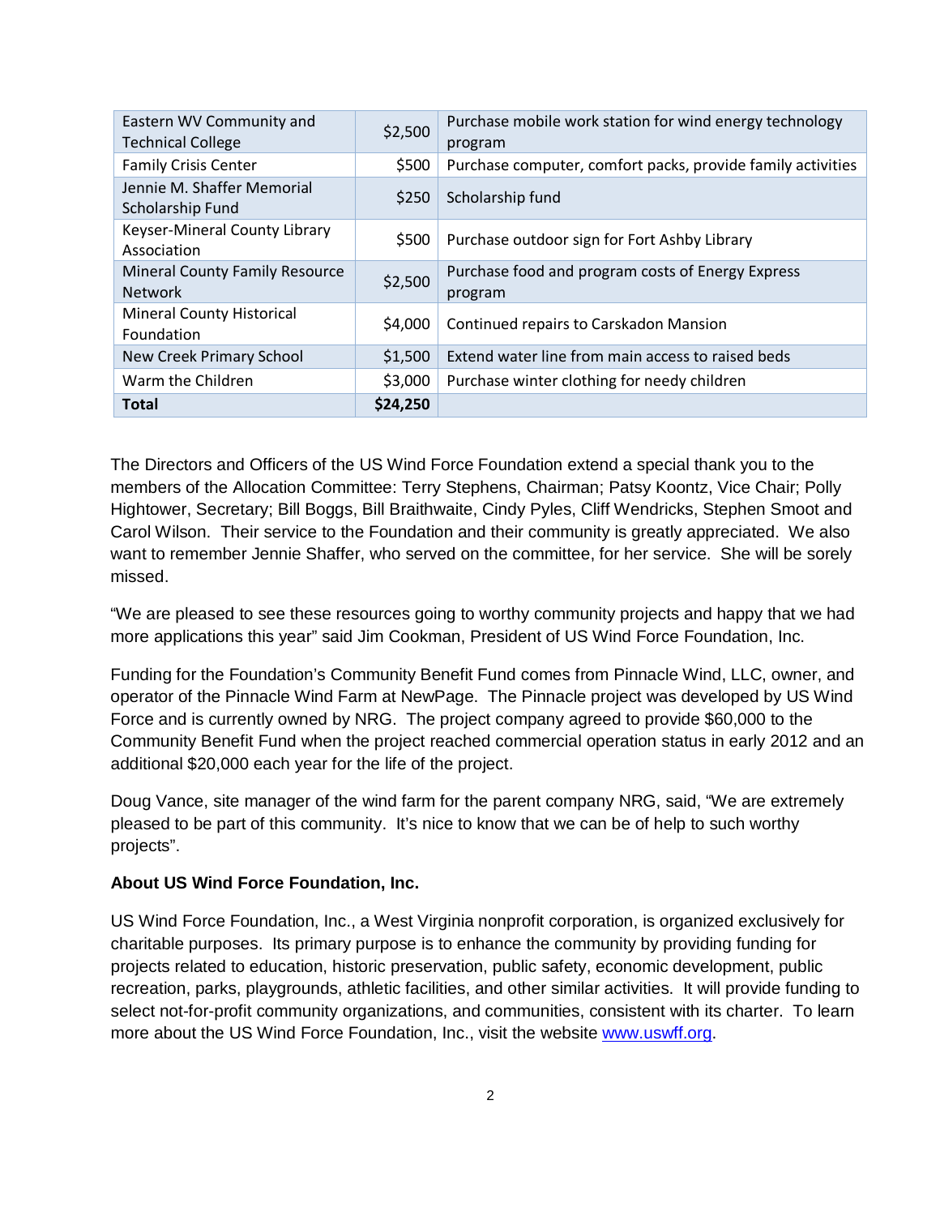| | | |
|---|---|---|
| Eastern WV Community and Technical College | $2,500 | Purchase mobile work station for wind energy technology program |
| Family Crisis Center | $500 | Purchase computer, comfort packs, provide family activities |
| Jennie M. Shaffer Memorial Scholarship Fund | $250 | Scholarship fund |
| Keyser-Mineral County Library Association | $500 | Purchase outdoor sign for Fort Ashby Library |
| Mineral County Family Resource Network | $2,500 | Purchase food and program costs of Energy Express program |
| Mineral County Historical Foundation | $4,000 | Continued repairs to Carskadon Mansion |
| New Creek Primary School | $1,500 | Extend water line from main access to raised beds |
| Warm the Children | $3,000 | Purchase winter clothing for needy children |
| **Total** | **$24,250** | |

The Directors and Officers of the US Wind Force Foundation extend a special thank you to the members of the Allocation Committee: Terry Stephens, Chairman; Patsy Koontz, Vice Chair; Polly Hightower, Secretary; Bill Boggs, Bill Braithwaite, Cindy Pyles, Cliff Wendricks, Stephen Smoot and Carol Wilson. Their service to the Foundation and their community is greatly appreciated. We also want to remember Jennie Shaffer, who served on the committee, for her service. She will be sorely missed.

"We are pleased to see these resources going to worthy community projects and happy that we had more applications this year" said Jim Cookman, President of US Wind Force Foundation, Inc.

Funding for the Foundation's Community Benefit Fund comes from Pinnacle Wind, LLC, owner, and operator of the Pinnacle Wind Farm at NewPage. The Pinnacle project was developed by US Wind Force and is currently owned by NRG. The project company agreed to provide $60,000 to the Community Benefit Fund when the project reached commercial operation status in early 2012 and an additional $20,000 each year for the life of the project.

Doug Vance, site manager of the wind farm for the parent company NRG, said, "We are extremely pleased to be part of this community. It's nice to know that we can be of help to such worthy projects".

**About US Wind Force Foundation, Inc.**

US Wind Force Foundation, Inc., a West Virginia nonprofit corporation, is organized exclusively for charitable purposes. Its primary purpose is to enhance the community by providing funding for projects related to education, historic preservation, public safety, economic development, public recreation, parks, playgrounds, athletic facilities, and other similar activities. It will provide funding to select not-for-profit community organizations, and communities, consistent with its charter. To learn more about the US Wind Force Foundation, Inc., visit the website [www.uswff.org](http://www.uswff.org).